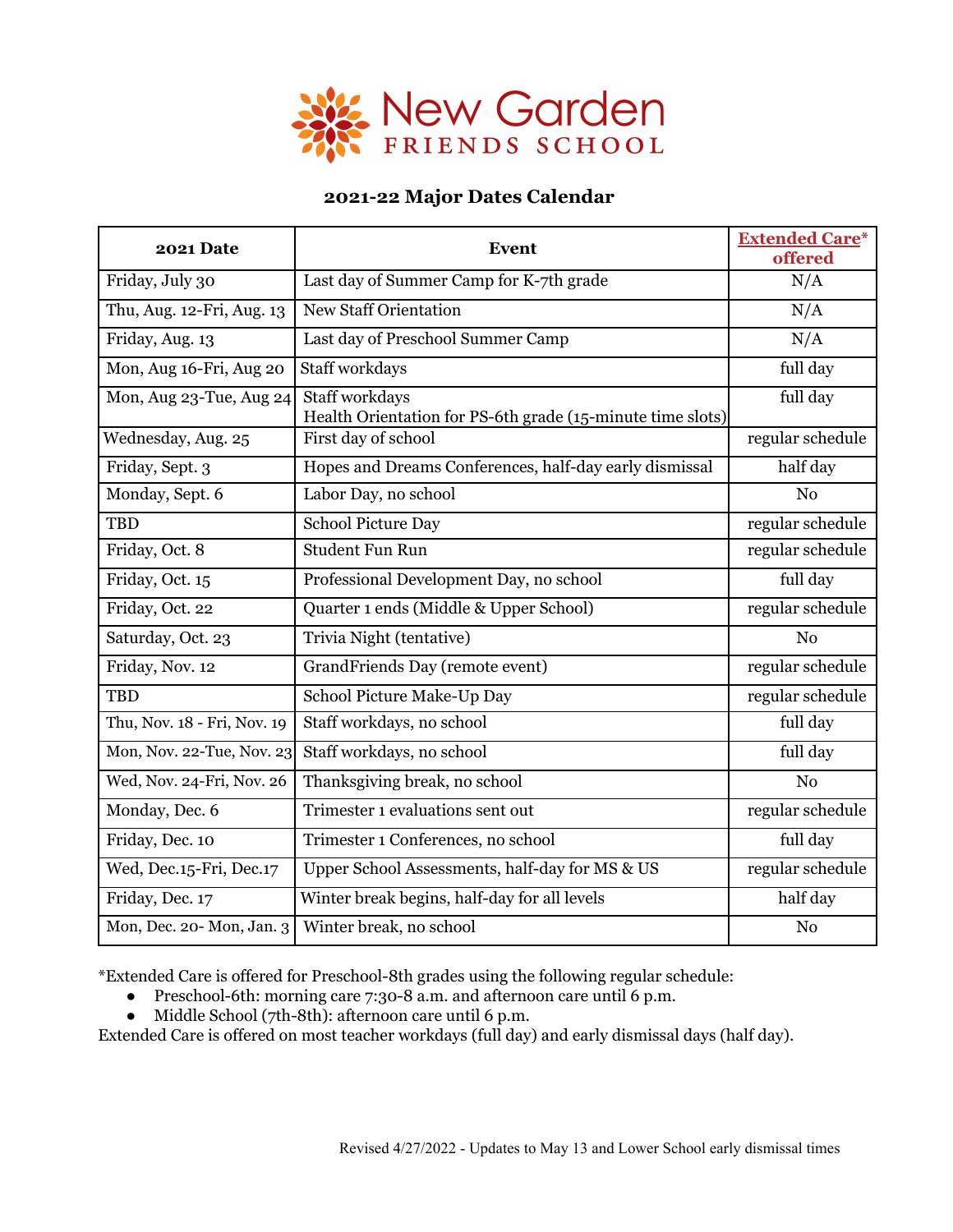# New Garden FRIENDS SCHOOL

## 2021-22 Major Dates Calendar

| 2021 Date | Event | Extended Care* offered |
|---|---|---|
| Friday, July 30 | Last day of Summer Camp for K-7th grade | N/A |
| Thu, Aug. 12-Fri, Aug. 13 | New Staff Orientation | N/A |
| Friday, Aug. 13 | Last day of Preschool Summer Camp | N/A |
| Mon, Aug 16-Fri, Aug 20 | Staff workdays | full day |
| Mon, Aug 23-Tue, Aug 24 | Staff workdays<br>Health Orientation for PS-6th grade (15-minute time slots) | full day |
| Wednesday, Aug. 25 | First day of school | regular schedule |
| Friday, Sept. 3 | Hopes and Dreams Conferences, half-day early dismissal | half day |
| Monday, Sept. 6 | Labor Day, no school | No |
| TBD | School Picture Day | regular schedule |
| Friday, Oct. 8 | Student Fun Run | regular schedule |
| Friday, Oct. 15 | Professional Development Day, no school | full day |
| Friday, Oct. 22 | Quarter 1 ends (Middle & Upper School) | regular schedule |
| Saturday, Oct. 23 | Trivia Night (tentative) | No |
| Friday, Nov. 12 | GrandFriends Day (remote event) | regular schedule |
| TBD | School Picture Make-Up Day | regular schedule |
| Thu, Nov. 18 - Fri, Nov. 19 | Staff workdays, no school | full day |
| Mon, Nov. 22-Tue, Nov. 23 | Staff workdays, no school | full day |
| Wed, Nov. 24-Fri, Nov. 26 | Thanksgiving break, no school | No |
| Monday, Dec. 6 | Trimester 1 evaluations sent out | regular schedule |
| Friday, Dec. 10 | Trimester 1 Conferences, no school | full day |
| Wed, Dec.15-Fri, Dec.17 | Upper School Assessments, half-day for MS & US | regular schedule |
| Friday, Dec. 17 | Winter break begins, half-day for all levels | half day |
| Mon, Dec. 20- Mon, Jan. 3 | Winter break, no school | No |

*Extended Care is offered for Preschool-8th grades using the following regular schedule:

- Preschool-6th: morning care 7:30-8 a.m. and afternoon care until 6 p.m.
- Middle School (7th-8th): afternoon care until 6 p.m.

Extended Care is offered on most teacher workdays (full day) and early dismissal days (half day).

Revised 4/27/2022 - Updates to May 13 and Lower School early dismissal times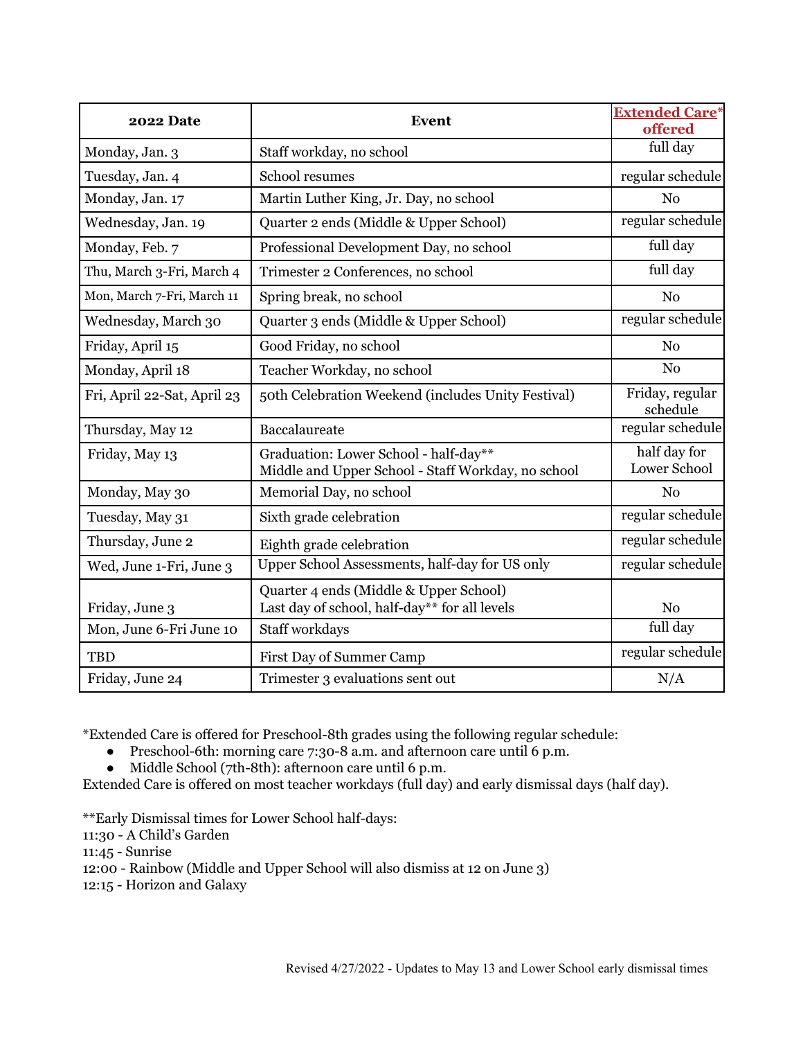| 2022 Date | Event | Extended Care* offered |
|---|---|---|
| Monday, Jan. 3 | Staff workday, no school | full day |
| Tuesday, Jan. 4 | School resumes | regular schedule |
| Monday, Jan. 17 | Martin Luther King, Jr. Day, no school | No |
| Wednesday, Jan. 19 | Quarter 2 ends (Middle & Upper School) | regular schedule |
| Monday, Feb. 7 | Professional Development Day, no school | full day |
| Thu, March 3-Fri, March 4 | Trimester 2 Conferences, no school | full day |
| Mon, March 7-Fri, March 11 | Spring break, no school | No |
| Wednesday, March 30 | Quarter 3 ends (Middle & Upper School) | regular schedule |
| Friday, April 15 | Good Friday, no school | No |
| Monday, April 18 | Teacher Workday, no school | No |
| Fri, April 22-Sat, April 23 | 50th Celebration Weekend (includes Unity Festival) | Friday, regular schedule |
| Thursday, May 12 | Baccalaureate | regular schedule |
| Friday, May 13 | Graduation: Lower School - half-day**<br>Middle and Upper School - Staff Workday, no school | half day for Lower School |
| Monday, May 30 | Memorial Day, no school | No |
| Tuesday, May 31 | Sixth grade celebration | regular schedule |
| Thursday, June 2 | Eighth grade celebration | regular schedule |
| Wed, June 1-Fri, June 3 | Upper School Assessments, half-day for US only | regular schedule |
| Friday, June 3 | Quarter 4 ends (Middle & Upper School)<br>Last day of school, half-day** for all levels | No |
| Mon, June 6-Fri June 10 | Staff workdays | full day |
| TBD | First Day of Summer Camp | regular schedule |
| Friday, June 24 | Trimester 3 evaluations sent out | N/A |

*Extended Care is offered for Preschool-8th grades using the following regular schedule:

- Preschool-6th: morning care 7:30-8 a.m. and afternoon care until 6 p.m.
- Middle School (7th-8th): afternoon care until 6 p.m.

Extended Care is offered on most teacher workdays (full day) and early dismissal days (half day).

**Early Dismissal times for Lower School half-days:
11:30 - A Child's Garden
11:45 - Sunrise
12:00 - Rainbow (Middle and Upper School will also dismiss at 12 on June 3)
12:15 - Horizon and Galaxy

Revised 4/27/2022 - Updates to May 13 and Lower School early dismissal times